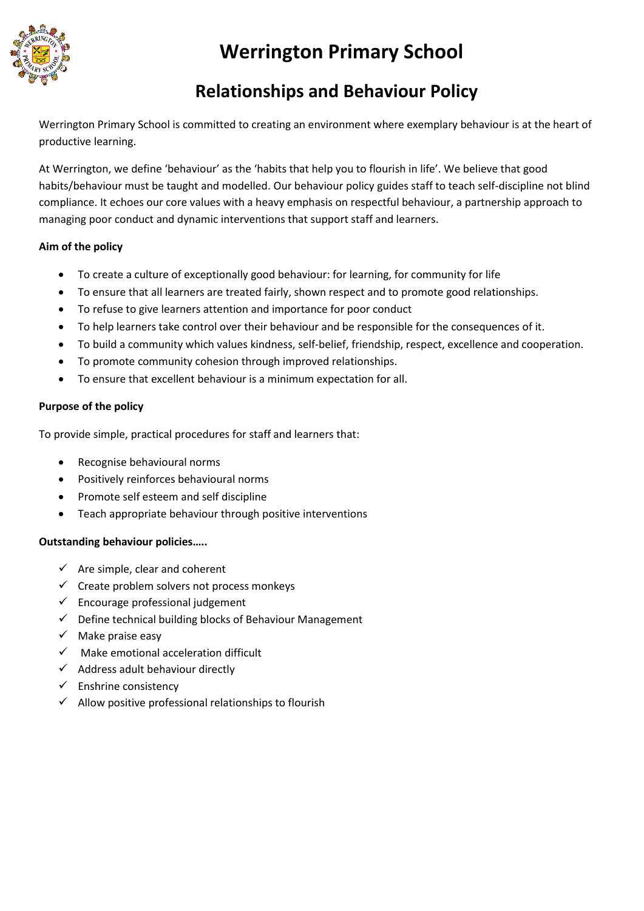# Werrington Primary School

## Relationships and Behaviour Policy

Werrington Primary School is committed to creating an environment where exemplary behaviour is at the heart of productive learning.

At Werrington, we define 'behaviour' as the 'habits that help you to flourish in life'. We believe that good habits/behaviour must be taught and modelled. Our behaviour policy guides staff to teach self-discipline not blind compliance. It echoes our core values with a heavy emphasis on respectful behaviour, a partnership approach to managing poor conduct and dynamic interventions that support staff and learners.

**Aim of the policy**

- To create a culture of exceptionally good behaviour: for learning, for community for life
- To ensure that all learners are treated fairly, shown respect and to promote good relationships.
- To refuse to give learners attention and importance for poor conduct
- To help learners take control over their behaviour and be responsible for the consequences of it.
- To build a community which values kindness, self-belief, friendship, respect, excellence and cooperation.
- To promote community cohesion through improved relationships.
- To ensure that excellent behaviour is a minimum expectation for all.

**Purpose of the policy**

To provide simple, practical procedures for staff and learners that:

- Recognise behavioural norms
- Positively reinforces behavioural norms
- Promote self esteem and self discipline
- Teach appropriate behaviour through positive interventions

**Outstanding behaviour policies…..**

- ✓ Are simple, clear and coherent
- ✓ Create problem solvers not process monkeys
- ✓ Encourage professional judgement
- ✓ Define technical building blocks of Behaviour Management
- ✓ Make praise easy
- ✓ Make emotional acceleration difficult
- ✓ Address adult behaviour directly
- ✓ Enshrine consistency
- ✓ Allow positive professional relationships to flourish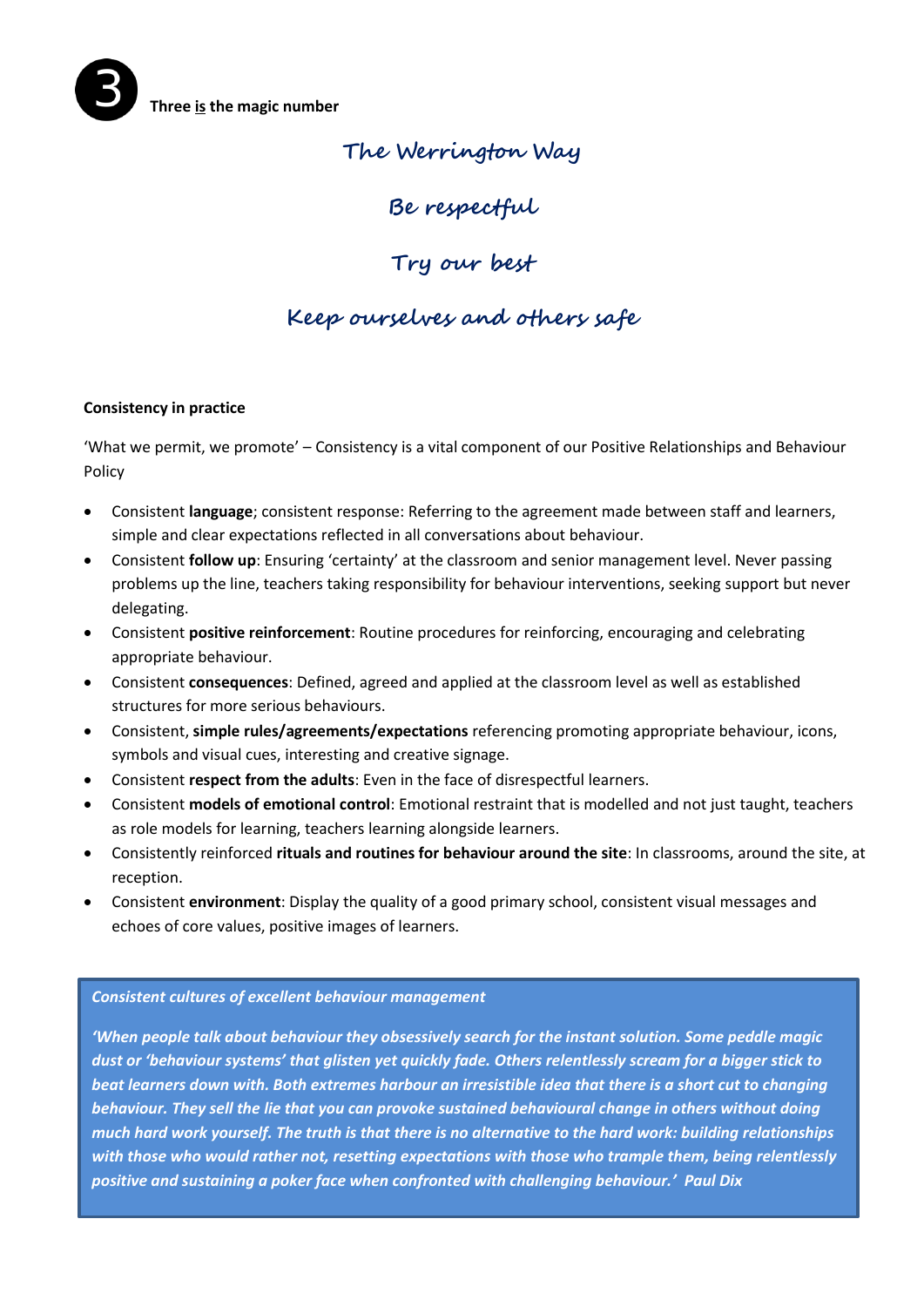③ **Three is the magic number**

## The Werrington Way

## Be respectful

## Try our best

## Keep ourselves and others safe

**Consistency in practice**

'What we permit, we promote' – Consistency is a vital component of our Positive Relationships and Behaviour Policy

- Consistent **language**; consistent response: Referring to the agreement made between staff and learners, simple and clear expectations reflected in all conversations about behaviour.
- Consistent **follow up**: Ensuring 'certainty' at the classroom and senior management level. Never passing problems up the line, teachers taking responsibility for behaviour interventions, seeking support but never delegating.
- Consistent **positive reinforcement**: Routine procedures for reinforcing, encouraging and celebrating appropriate behaviour.
- Consistent **consequences**: Defined, agreed and applied at the classroom level as well as established structures for more serious behaviours.
- Consistent, **simple rules/agreements/expectations** referencing promoting appropriate behaviour, icons, symbols and visual cues, interesting and creative signage.
- Consistent **respect from the adults**: Even in the face of disrespectful learners.
- Consistent **models of emotional control**: Emotional restraint that is modelled and not just taught, teachers as role models for learning, teachers learning alongside learners.
- Consistently reinforced **rituals and routines for behaviour around the site**: In classrooms, around the site, at reception.
- Consistent **environment**: Display the quality of a good primary school, consistent visual messages and echoes of core values, positive images of learners.

***Consistent cultures of excellent behaviour management***

***'When people talk about behaviour they obsessively search for the instant solution. Some peddle magic dust or 'behaviour systems' that glisten yet quickly fade. Others relentlessly scream for a bigger stick to beat learners down with. Both extremes harbour an irresistible idea that there is a short cut to changing behaviour. They sell the lie that you can provoke sustained behavioural change in others without doing much hard work yourself. The truth is that there is no alternative to the hard work: building relationships with those who would rather not, resetting expectations with those who trample them, being relentlessly positive and sustaining a poker face when confronted with challenging behaviour.' Paul Dix***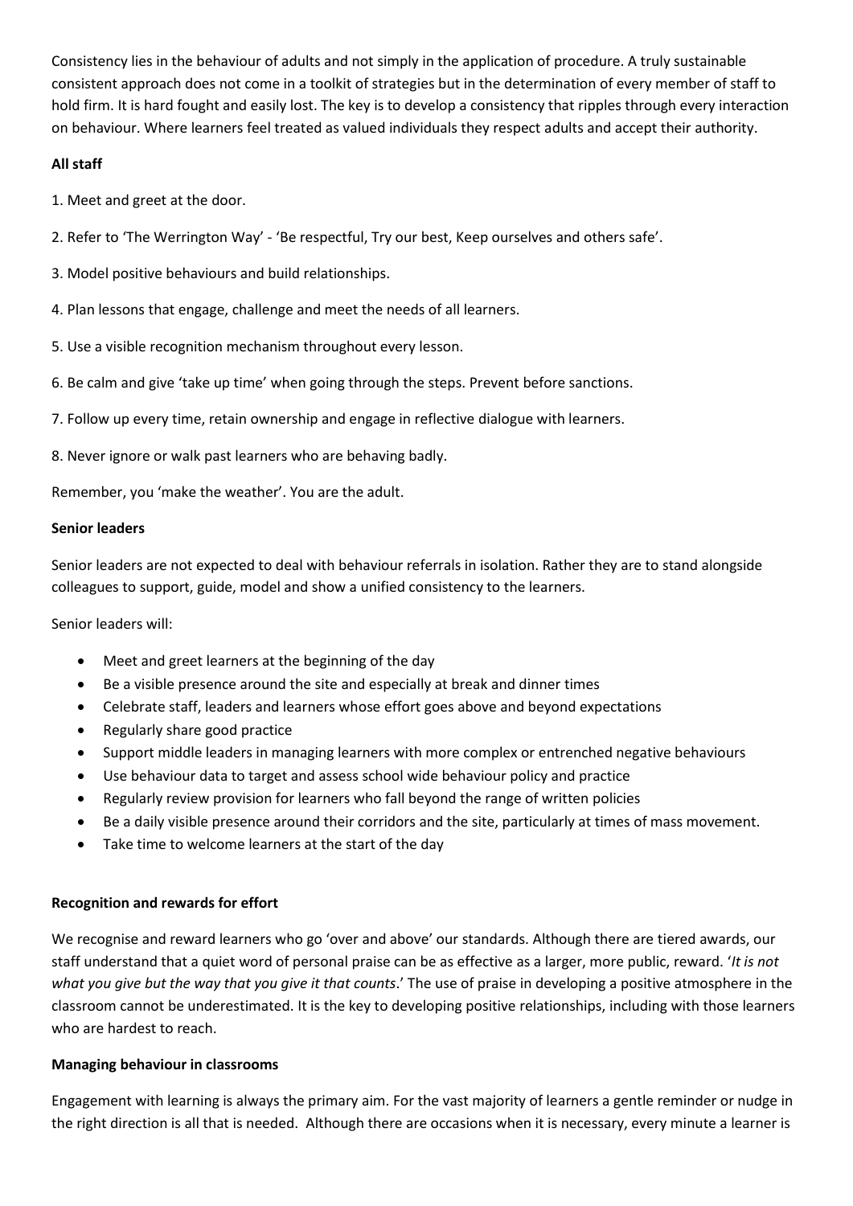Consistency lies in the behaviour of adults and not simply in the application of procedure. A truly sustainable consistent approach does not come in a toolkit of strategies but in the determination of every member of staff to hold firm. It is hard fought and easily lost. The key is to develop a consistency that ripples through every interaction on behaviour. Where learners feel treated as valued individuals they respect adults and accept their authority.

**All staff**

1. Meet and greet at the door.

2. Refer to 'The Werrington Way' - 'Be respectful, Try our best, Keep ourselves and others safe'.

3. Model positive behaviours and build relationships.

4. Plan lessons that engage, challenge and meet the needs of all learners.

5. Use a visible recognition mechanism throughout every lesson.

6. Be calm and give 'take up time' when going through the steps. Prevent before sanctions.

7. Follow up every time, retain ownership and engage in reflective dialogue with learners.

8. Never ignore or walk past learners who are behaving badly.

Remember, you 'make the weather'. You are the adult.

**Senior leaders**

Senior leaders are not expected to deal with behaviour referrals in isolation. Rather they are to stand alongside colleagues to support, guide, model and show a unified consistency to the learners.

Senior leaders will:

- Meet and greet learners at the beginning of the day
- Be a visible presence around the site and especially at break and dinner times
- Celebrate staff, leaders and learners whose effort goes above and beyond expectations
- Regularly share good practice
- Support middle leaders in managing learners with more complex or entrenched negative behaviours
- Use behaviour data to target and assess school wide behaviour policy and practice
- Regularly review provision for learners who fall beyond the range of written policies
- Be a daily visible presence around their corridors and the site, particularly at times of mass movement.
- Take time to welcome learners at the start of the day

**Recognition and rewards for effort**

We recognise and reward learners who go 'over and above' our standards. Although there are tiered awards, our staff understand that a quiet word of personal praise can be as effective as a larger, more public, reward. '*It is not what you give but the way that you give it that counts*.' The use of praise in developing a positive atmosphere in the classroom cannot be underestimated. It is the key to developing positive relationships, including with those learners who are hardest to reach.

**Managing behaviour in classrooms**

Engagement with learning is always the primary aim. For the vast majority of learners a gentle reminder or nudge in the right direction is all that is needed. Although there are occasions when it is necessary, every minute a learner is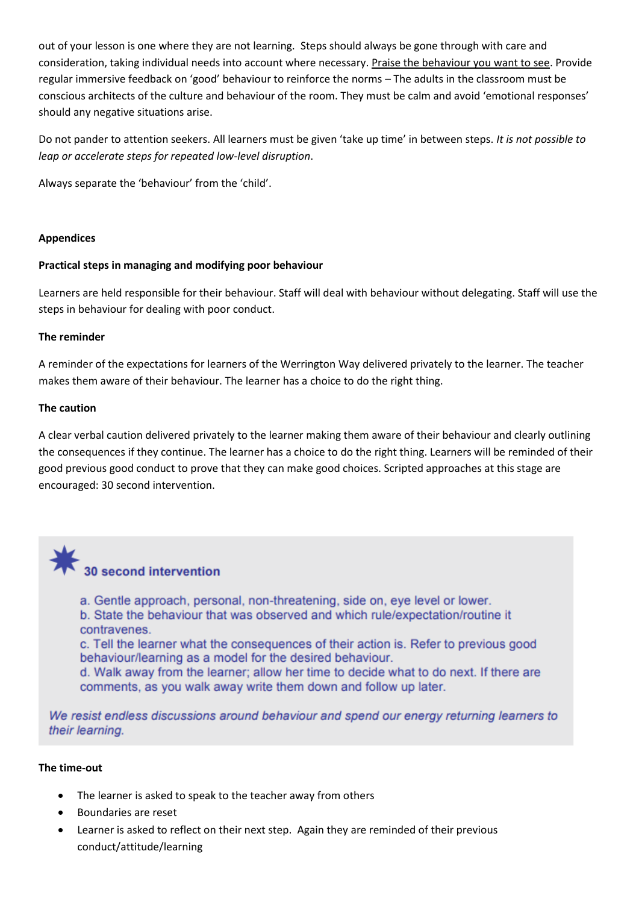out of your lesson is one where they are not learning. Steps should always be gone through with care and consideration, taking individual needs into account where necessary. <u>Praise the behaviour you want to see</u>. Provide regular immersive feedback on 'good' behaviour to reinforce the norms – The adults in the classroom must be conscious architects of the culture and behaviour of the room. They must be calm and avoid 'emotional responses' should any negative situations arise.

Do not pander to attention seekers. All learners must be given 'take up time' in between steps. *It is not possible to leap or accelerate steps for repeated low-level disruption*.

Always separate the 'behaviour' from the 'child'.

**Appendices**

**Practical steps in managing and modifying poor behaviour**

Learners are held responsible for their behaviour. Staff will deal with behaviour without delegating. Staff will use the steps in behaviour for dealing with poor conduct.

**The reminder**

A reminder of the expectations for learners of the Werrington Way delivered privately to the learner. The teacher makes them aware of their behaviour. The learner has a choice to do the right thing.

**The caution**

A clear verbal caution delivered privately to the learner making them aware of their behaviour and clearly outlining the consequences if they continue. The learner has a choice to do the right thing. Learners will be reminded of their good previous good conduct to prove that they can make good choices. Scripted approaches at this stage are encouraged: 30 second intervention.

**30 second intervention**

a. Gentle approach, personal, non-threatening, side on, eye level or lower.
b. State the behaviour that was observed and which rule/expectation/routine it contravenes.
c. Tell the learner what the consequences of their action is. Refer to previous good behaviour/learning as a model for the desired behaviour.
d. Walk away from the learner; allow her time to decide what to do next. If there are comments, as you walk away write them down and follow up later.

*We resist endless discussions around behaviour and spend our energy returning learners to their learning.*

**The time-out**

- The learner is asked to speak to the teacher away from others
- Boundaries are reset
- Learner is asked to reflect on their next step. Again they are reminded of their previous conduct/attitude/learning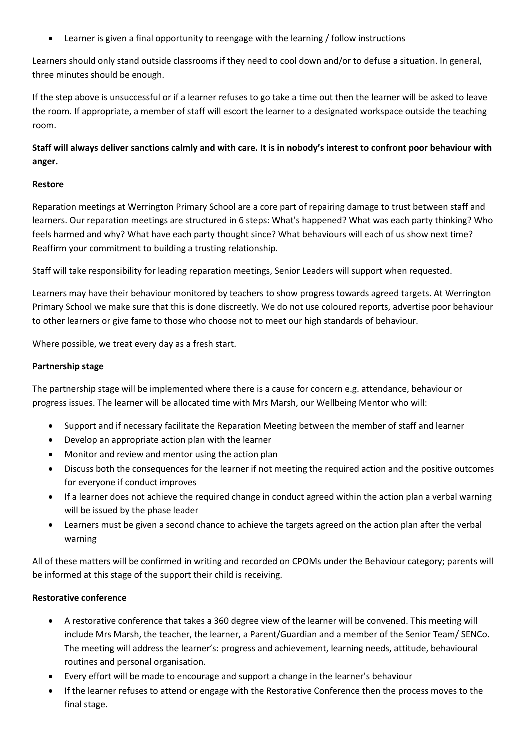- Learner is given a final opportunity to reengage with the learning / follow instructions

Learners should only stand outside classrooms if they need to cool down and/or to defuse a situation. In general, three minutes should be enough.

If the step above is unsuccessful or if a learner refuses to go take a time out then the learner will be asked to leave the room. If appropriate, a member of staff will escort the learner to a designated workspace outside the teaching room.

**Staff will always deliver sanctions calmly and with care. It is in nobody's interest to confront poor behaviour with anger.**

**Restore**

Reparation meetings at Werrington Primary School are a core part of repairing damage to trust between staff and learners. Our reparation meetings are structured in 6 steps: What's happened? What was each party thinking? Who feels harmed and why? What have each party thought since? What behaviours will each of us show next time? Reaffirm your commitment to building a trusting relationship.

Staff will take responsibility for leading reparation meetings, Senior Leaders will support when requested.

Learners may have their behaviour monitored by teachers to show progress towards agreed targets. At Werrington Primary School we make sure that this is done discreetly. We do not use coloured reports, advertise poor behaviour to other learners or give fame to those who choose not to meet our high standards of behaviour.

Where possible, we treat every day as a fresh start.

**Partnership stage**

The partnership stage will be implemented where there is a cause for concern e.g. attendance, behaviour or progress issues. The learner will be allocated time with Mrs Marsh, our Wellbeing Mentor who will:

- Support and if necessary facilitate the Reparation Meeting between the member of staff and learner
- Develop an appropriate action plan with the learner
- Monitor and review and mentor using the action plan
- Discuss both the consequences for the learner if not meeting the required action and the positive outcomes for everyone if conduct improves
- If a learner does not achieve the required change in conduct agreed within the action plan a verbal warning will be issued by the phase leader
- Learners must be given a second chance to achieve the targets agreed on the action plan after the verbal warning

All of these matters will be confirmed in writing and recorded on CPOMs under the Behaviour category; parents will be informed at this stage of the support their child is receiving.

**Restorative conference**

- A restorative conference that takes a 360 degree view of the learner will be convened. This meeting will include Mrs Marsh, the teacher, the learner, a Parent/Guardian and a member of the Senior Team/ SENCo. The meeting will address the learner's: progress and achievement, learning needs, attitude, behavioural routines and personal organisation.
- Every effort will be made to encourage and support a change in the learner's behaviour
- If the learner refuses to attend or engage with the Restorative Conference then the process moves to the final stage.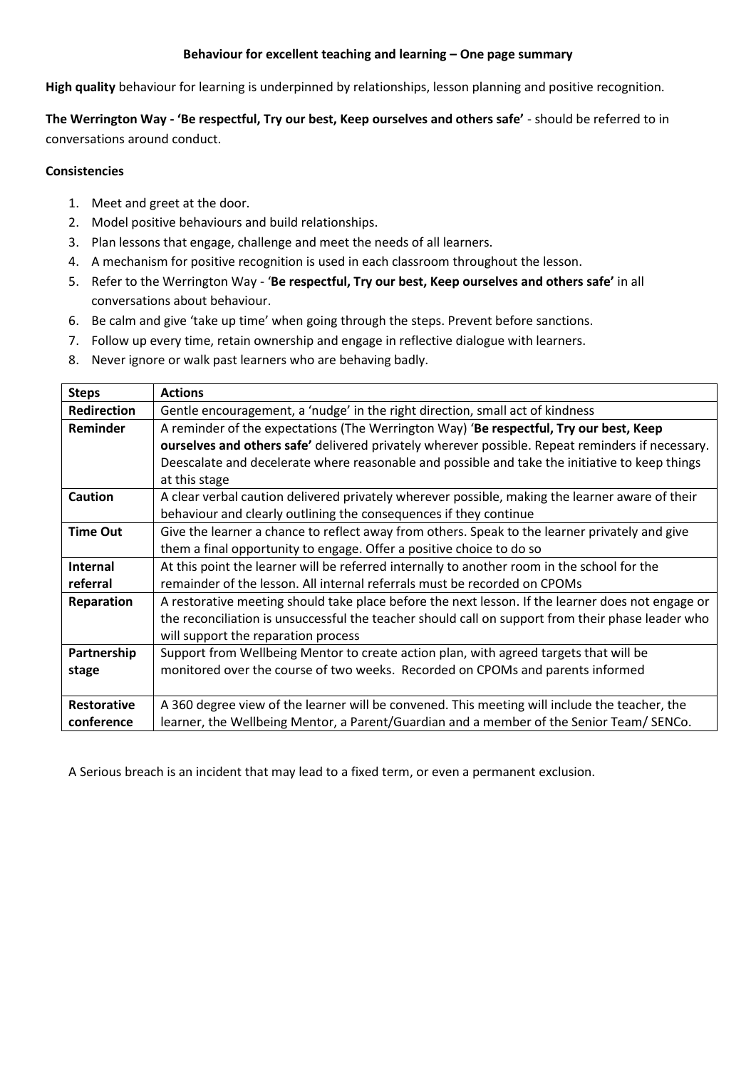# Behaviour for excellent teaching and learning – One page summary

**High quality** behaviour for learning is underpinned by relationships, lesson planning and positive recognition.

**The Werrington Way - 'Be respectful, Try our best, Keep ourselves and others safe'** - should be referred to in conversations around conduct.

**Consistencies**

1. Meet and greet at the door.
2. Model positive behaviours and build relationships.
3. Plan lessons that engage, challenge and meet the needs of all learners.
4. A mechanism for positive recognition is used in each classroom throughout the lesson.
5. Refer to the Werrington Way - '**Be respectful, Try our best, Keep ourselves and others safe'** in all conversations about behaviour.
6. Be calm and give 'take up time' when going through the steps. Prevent before sanctions.
7. Follow up every time, retain ownership and engage in reflective dialogue with learners.
8. Never ignore or walk past learners who are behaving badly.

| **Steps** | **Actions** |
|---|---|
| **Redirection** | Gentle encouragement, a 'nudge' in the right direction, small act of kindness |
| **Reminder** | A reminder of the expectations (The Werrington Way) '**Be respectful, Try our best, Keep ourselves and others safe'** delivered privately wherever possible. Repeat reminders if necessary. Deescalate and decelerate where reasonable and possible and take the initiative to keep things at this stage |
| **Caution** | A clear verbal caution delivered privately wherever possible, making the learner aware of their behaviour and clearly outlining the consequences if they continue |
| **Time Out** | Give the learner a chance to reflect away from others. Speak to the learner privately and give them a final opportunity to engage. Offer a positive choice to do so |
| **Internal referral** | At this point the learner will be referred internally to another room in the school for the remainder of the lesson. All internal referrals must be recorded on CPOMs |
| **Reparation** | A restorative meeting should take place before the next lesson. If the learner does not engage or the reconciliation is unsuccessful the teacher should call on support from their phase leader who will support the reparation process |
| **Partnership stage** | Support from Wellbeing Mentor to create action plan, with agreed targets that will be monitored over the course of two weeks. Recorded on CPOMs and parents informed |
| **Restorative conference** | A 360 degree view of the learner will be convened. This meeting will include the teacher, the learner, the Wellbeing Mentor, a Parent/Guardian and a member of the Senior Team/ SENCo. |

A Serious breach is an incident that may lead to a fixed term, or even a permanent exclusion.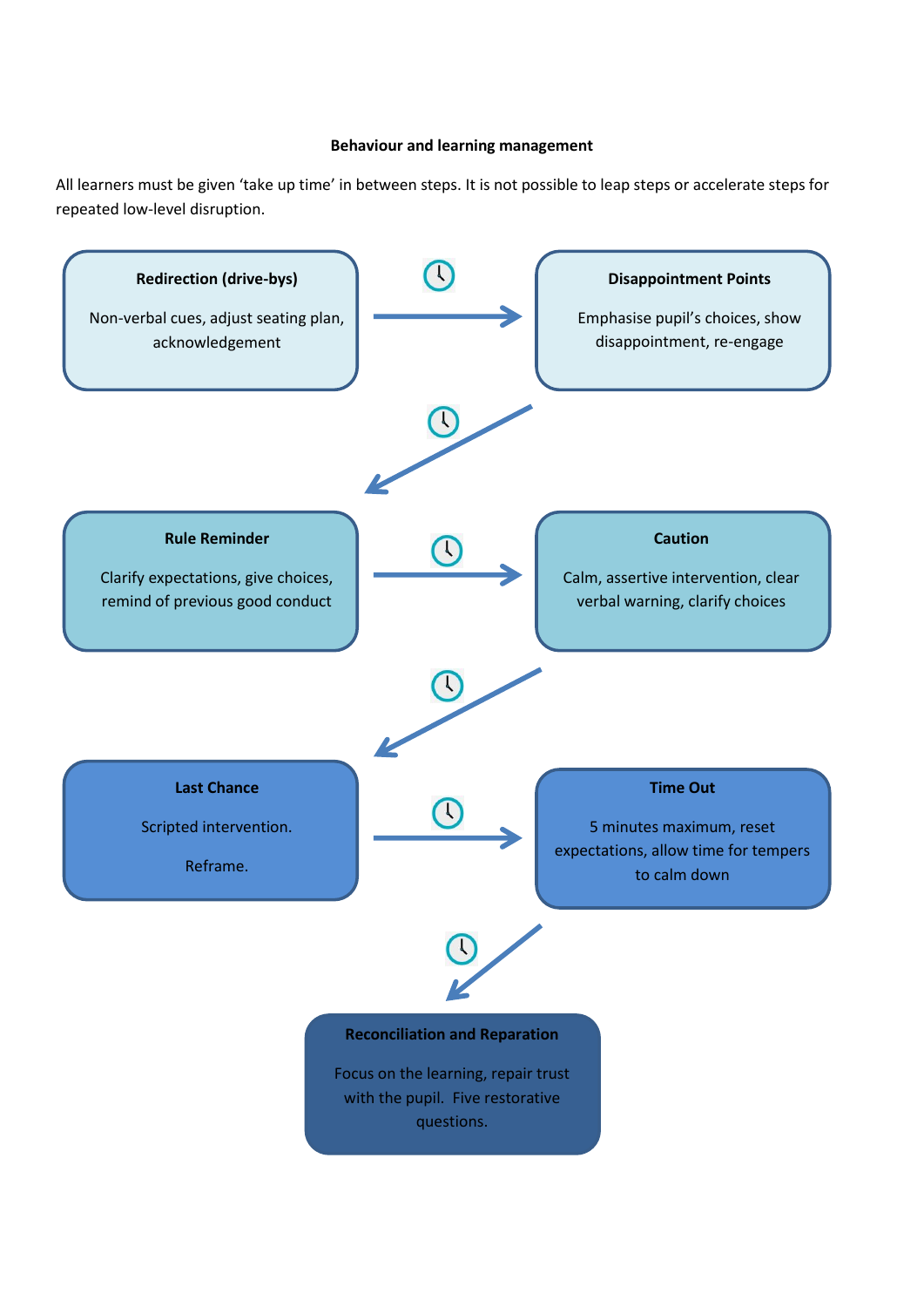**Behaviour and learning management**

All learners must be given 'take up time' in between steps. It is not possible to leap steps or accelerate steps for repeated low-level disruption.

**Redirection (drive-bys)**

Non-verbal cues, adjust seating plan, acknowledgement

**Disappointment Points**

Emphasise pupil's choices, show disappointment, re-engage

**Rule Reminder**

Clarify expectations, give choices, remind of previous good conduct

**Caution**

Calm, assertive intervention, clear verbal warning, clarify choices

**Last Chance**

Scripted intervention.

Reframe.

**Time Out**

5 minutes maximum, reset expectations, allow time for tempers to calm down

**Reconciliation and Reparation**

Focus on the learning, repair trust with the pupil. Five restorative questions.